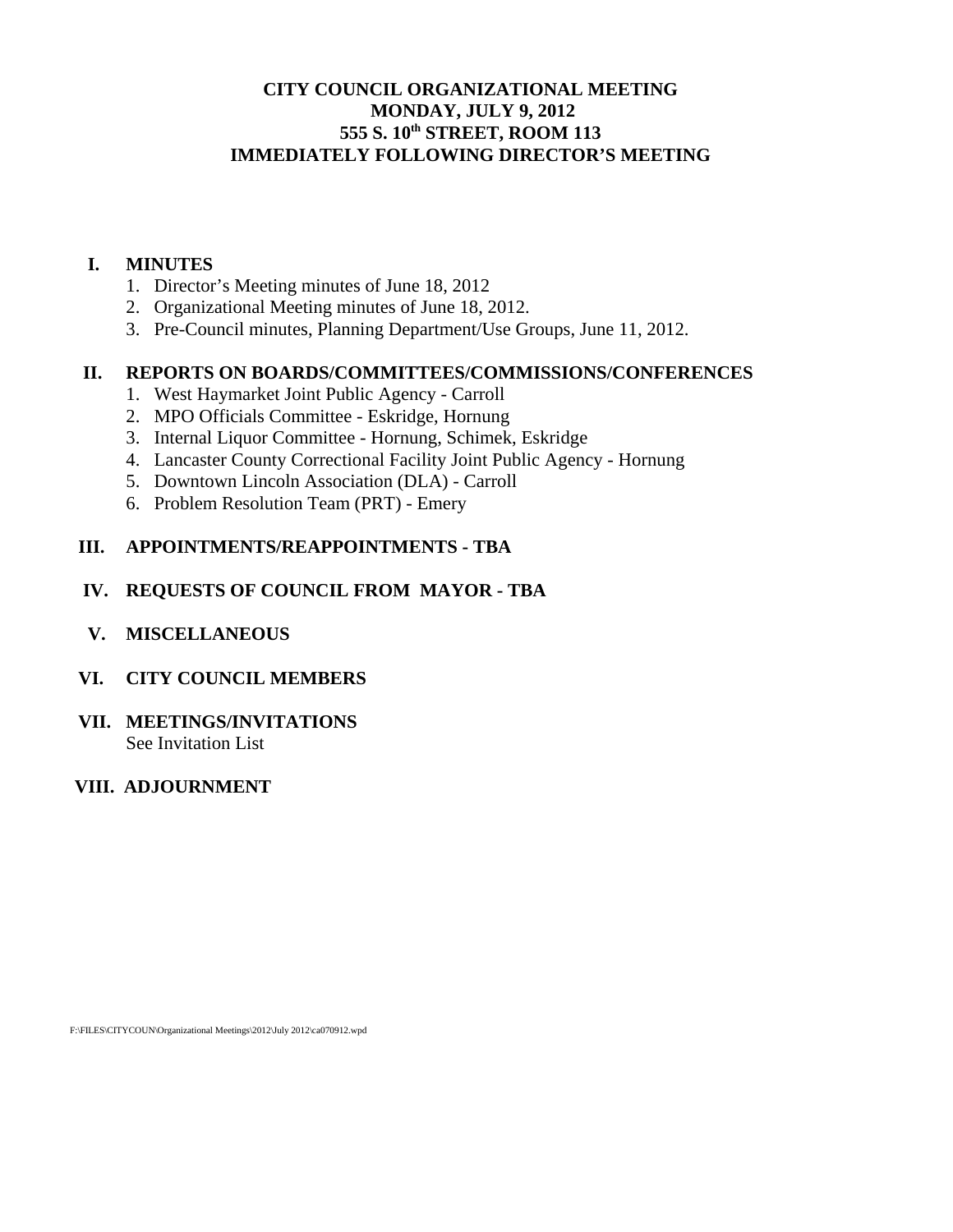# CITY COUNCIL ORGANIZATIONAL MEETING
## MONDAY, JULY 9, 2012
## 555 S. 10th STREET, ROOM 113
## IMMEDIATELY FOLLOWING DIRECTOR'S MEETING

**I. MINUTES**

1. Director's Meeting minutes of June 18, 2012
2. Organizational Meeting minutes of June 18, 2012.
3. Pre-Council minutes, Planning Department/Use Groups, June 11, 2012.

**II. REPORTS ON BOARDS/COMMITTEES/COMMISSIONS/CONFERENCES**

1. West Haymarket Joint Public Agency - Carroll
2. MPO Officials Committee - Eskridge, Hornung
3. Internal Liquor Committee - Hornung, Schimek, Eskridge
4. Lancaster County Correctional Facility Joint Public Agency - Hornung
5. Downtown Lincoln Association (DLA) - Carroll
6. Problem Resolution Team (PRT) - Emery

**III. APPOINTMENTS/REAPPOINTMENTS - TBA**

**IV. REQUESTS OF COUNCIL FROM MAYOR - TBA**

**V. MISCELLANEOUS**

**VI. CITY COUNCIL MEMBERS**

**VII. MEETINGS/INVITATIONS**

See Invitation List

**VIII. ADJOURNMENT**

F:\FILES\CITYCOUN\Organizational Meetings\2012\July 2012\ca070912.wpd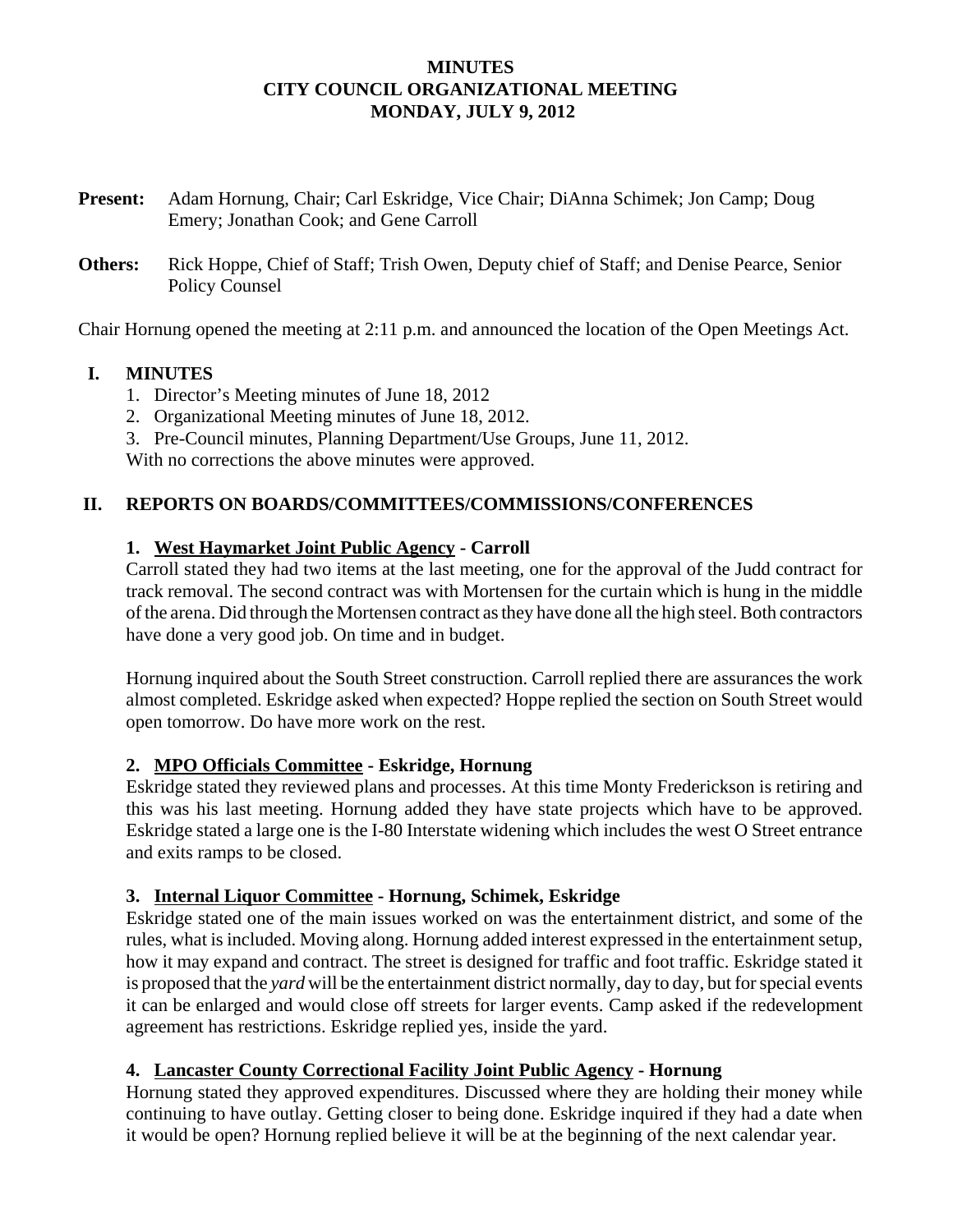**MINUTES**
**CITY COUNCIL ORGANIZATIONAL MEETING**
**MONDAY, JULY 9, 2012**

**Present:** Adam Hornung, Chair; Carl Eskridge, Vice Chair; DiAnna Schimek; Jon Camp; Doug Emery; Jonathan Cook; and Gene Carroll

**Others:** Rick Hoppe, Chief of Staff; Trish Owen, Deputy chief of Staff; and Denise Pearce, Senior Policy Counsel

Chair Hornung opened the meeting at 2:11 p.m. and announced the location of the Open Meetings Act.

## I. MINUTES

1. Director's Meeting minutes of June 18, 2012
2. Organizational Meeting minutes of June 18, 2012.
3. Pre-Council minutes, Planning Department/Use Groups, June 11, 2012.

With no corrections the above minutes were approved.

## II. REPORTS ON BOARDS/COMMITTEES/COMMISSIONS/CONFERENCES

### 1. West Haymarket Joint Public Agency - Carroll

Carroll stated they had two items at the last meeting, one for the approval of the Judd contract for track removal. The second contract was with Mortensen for the curtain which is hung in the middle of the arena. Did through the Mortensen contract as they have done all the high steel. Both contractors have done a very good job. On time and in budget.

Hornung inquired about the South Street construction. Carroll replied there are assurances the work almost completed. Eskridge asked when expected? Hoppe replied the section on South Street would open tomorrow. Do have more work on the rest.

### 2. MPO Officials Committee - Eskridge, Hornung

Eskridge stated they reviewed plans and processes. At this time Monty Frederickson is retiring and this was his last meeting. Hornung added they have state projects which have to be approved. Eskridge stated a large one is the I-80 Interstate widening which includes the west O Street entrance and exits ramps to be closed.

### 3. Internal Liquor Committee - Hornung, Schimek, Eskridge

Eskridge stated one of the main issues worked on was the entertainment district, and some of the rules, what is included. Moving along. Hornung added interest expressed in the entertainment setup, how it may expand and contract. The street is designed for traffic and foot traffic. Eskridge stated it is proposed that the *yard* will be the entertainment district normally, day to day, but for special events it can be enlarged and would close off streets for larger events. Camp asked if the redevelopment agreement has restrictions. Eskridge replied yes, inside the yard.

### 4. Lancaster County Correctional Facility Joint Public Agency - Hornung

Hornung stated they approved expenditures. Discussed where they are holding their money while continuing to have outlay. Getting closer to being done. Eskridge inquired if they had a date when it would be open? Hornung replied believe it will be at the beginning of the next calendar year.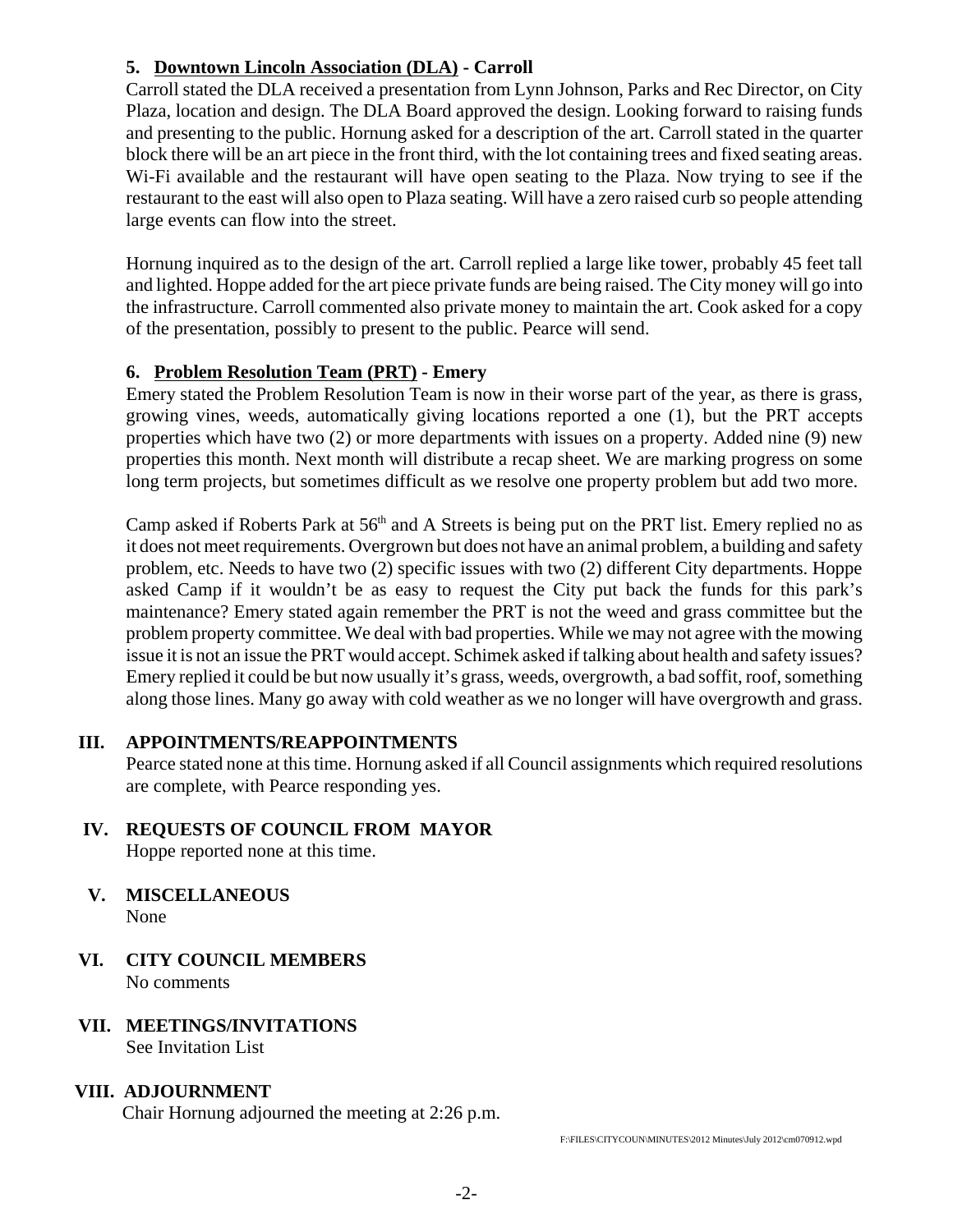**5. Downtown Lincoln Association (DLA) - Carroll**

Carroll stated the DLA received a presentation from Lynn Johnson, Parks and Rec Director, on City Plaza, location and design. The DLA Board approved the design. Looking forward to raising funds and presenting to the public. Hornung asked for a description of the art. Carroll stated in the quarter block there will be an art piece in the front third, with the lot containing trees and fixed seating areas. Wi-Fi available and the restaurant will have open seating to the Plaza. Now trying to see if the restaurant to the east will also open to Plaza seating. Will have a zero raised curb so people attending large events can flow into the street.

Hornung inquired as to the design of the art. Carroll replied a large like tower, probably 45 feet tall and lighted. Hoppe added for the art piece private funds are being raised. The City money will go into the infrastructure. Carroll commented also private money to maintain the art. Cook asked for a copy of the presentation, possibly to present to the public. Pearce will send.

**6. Problem Resolution Team (PRT) - Emery**

Emery stated the Problem Resolution Team is now in their worse part of the year, as there is grass, growing vines, weeds, automatically giving locations reported a one (1), but the PRT accepts properties which have two (2) or more departments with issues on a property. Added nine (9) new properties this month. Next month will distribute a recap sheet. We are marking progress on some long term projects, but sometimes difficult as we resolve one property problem but add two more.

Camp asked if Roberts Park at 56th and A Streets is being put on the PRT list. Emery replied no as it does not meet requirements. Overgrown but does not have an animal problem, a building and safety problem, etc. Needs to have two (2) specific issues with two (2) different City departments. Hoppe asked Camp if it wouldn't be as easy to request the City put back the funds for this park's maintenance? Emery stated again remember the PRT is not the weed and grass committee but the problem property committee. We deal with bad properties. While we may not agree with the mowing issue it is not an issue the PRT would accept. Schimek asked if talking about health and safety issues? Emery replied it could be but now usually it's grass, weeds, overgrowth, a bad soffit, roof, something along those lines. Many go away with cold weather as we no longer will have overgrowth and grass.

## III. APPOINTMENTS/REAPPOINTMENTS

Pearce stated none at this time. Hornung asked if all Council assignments which required resolutions are complete, with Pearce responding yes.

## IV. REQUESTS OF COUNCIL FROM MAYOR

Hoppe reported none at this time.

## V. MISCELLANEOUS

None

## VI. CITY COUNCIL MEMBERS

No comments

## VII. MEETINGS/INVITATIONS

See Invitation List

## VIII. ADJOURNMENT

Chair Hornung adjourned the meeting at 2:26 p.m.

F:\FILES\CITYCOUN\MINUTES\2012 Minutes\July 2012\cm070912.wpd